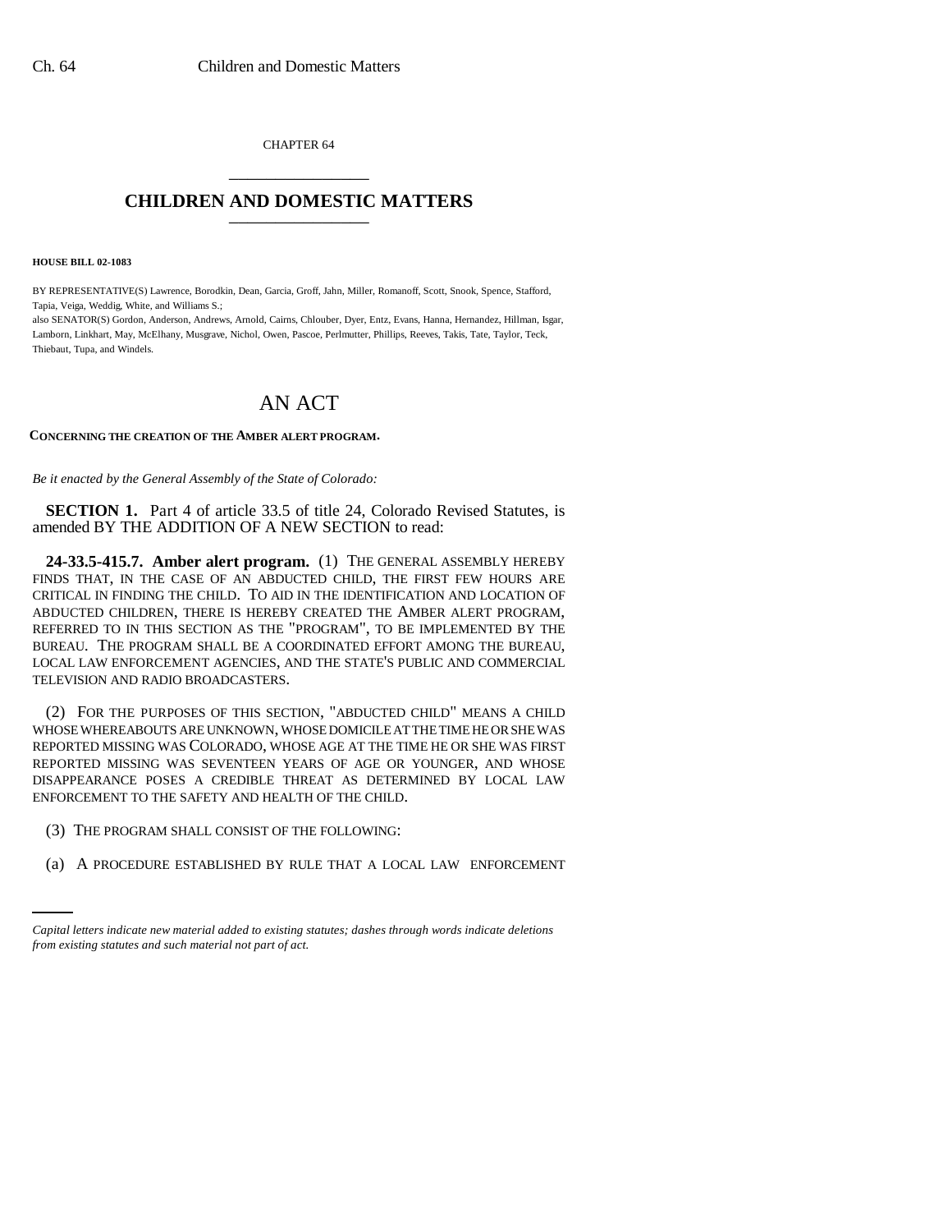CHAPTER 64

# CHILDREN AND DOMESTIC MATTERS

**HOUSE BILL 02-1083**

BY REPRESENTATIVE(S) Lawrence, Borodkin, Dean, Garcia, Groff, Jahn, Miller, Romanoff, Scott, Snook, Spence, Stafford, Tapia, Veiga, Weddig, White, and Williams S.;
also SENATOR(S) Gordon, Anderson, Andrews, Arnold, Cairns, Chlouber, Dyer, Entz, Evans, Hanna, Hernandez, Hillman, Isgar, Lamborn, Linkhart, May, McElhany, Musgrave, Nichol, Owen, Pascoe, Perlmutter, Phillips, Reeves, Takis, Tate, Taylor, Teck, Thiebaut, Tupa, and Windels.

# AN ACT

**CONCERNING THE CREATION OF THE AMBER ALERT PROGRAM.**

*Be it enacted by the General Assembly of the State of Colorado:*

**SECTION 1.** Part 4 of article 33.5 of title 24, Colorado Revised Statutes, is amended BY THE ADDITION OF A NEW SECTION to read:

**24-33.5-415.7. Amber alert program.** (1) THE GENERAL ASSEMBLY HEREBY FINDS THAT, IN THE CASE OF AN ABDUCTED CHILD, THE FIRST FEW HOURS ARE CRITICAL IN FINDING THE CHILD. TO AID IN THE IDENTIFICATION AND LOCATION OF ABDUCTED CHILDREN, THERE IS HEREBY CREATED THE AMBER ALERT PROGRAM, REFERRED TO IN THIS SECTION AS THE "PROGRAM", TO BE IMPLEMENTED BY THE BUREAU. THE PROGRAM SHALL BE A COORDINATED EFFORT AMONG THE BUREAU, LOCAL LAW ENFORCEMENT AGENCIES, AND THE STATE'S PUBLIC AND COMMERCIAL TELEVISION AND RADIO BROADCASTERS.

(2) FOR THE PURPOSES OF THIS SECTION, "ABDUCTED CHILD" MEANS A CHILD WHOSE WHEREABOUTS ARE UNKNOWN, WHOSE DOMICILE AT THE TIME HE OR SHE WAS REPORTED MISSING WAS COLORADO, WHOSE AGE AT THE TIME HE OR SHE WAS FIRST REPORTED MISSING WAS SEVENTEEN YEARS OF AGE OR YOUNGER, AND WHOSE DISAPPEARANCE POSES A CREDIBLE THREAT AS DETERMINED BY LOCAL LAW ENFORCEMENT TO THE SAFETY AND HEALTH OF THE CHILD.

(3) THE PROGRAM SHALL CONSIST OF THE FOLLOWING:

(a) A PROCEDURE ESTABLISHED BY RULE THAT A LOCAL LAW ENFORCEMENT

*Capital letters indicate new material added to existing statutes; dashes through words indicate deletions from existing statutes and such material not part of act.*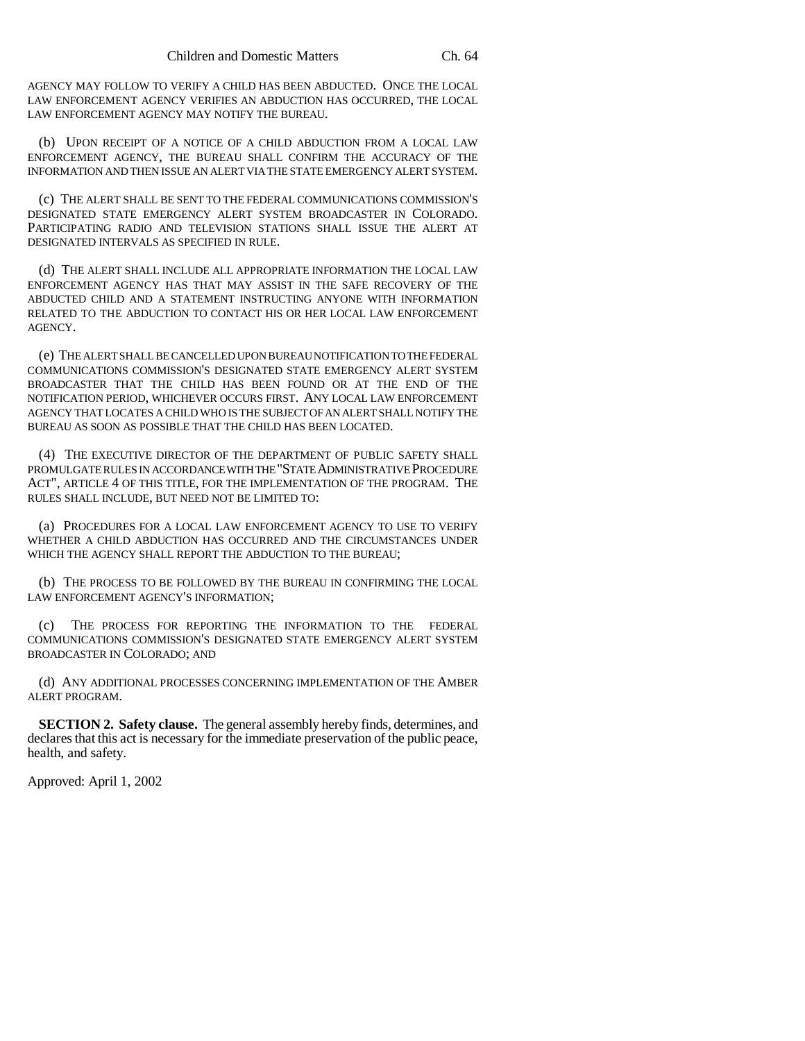AGENCY MAY FOLLOW TO VERIFY A CHILD HAS BEEN ABDUCTED. ONCE THE LOCAL LAW ENFORCEMENT AGENCY VERIFIES AN ABDUCTION HAS OCCURRED, THE LOCAL LAW ENFORCEMENT AGENCY MAY NOTIFY THE BUREAU.

(b) UPON RECEIPT OF A NOTICE OF A CHILD ABDUCTION FROM A LOCAL LAW ENFORCEMENT AGENCY, THE BUREAU SHALL CONFIRM THE ACCURACY OF THE INFORMATION AND THEN ISSUE AN ALERT VIA THE STATE EMERGENCY ALERT SYSTEM.

(c) THE ALERT SHALL BE SENT TO THE FEDERAL COMMUNICATIONS COMMISSION'S DESIGNATED STATE EMERGENCY ALERT SYSTEM BROADCASTER IN COLORADO. PARTICIPATING RADIO AND TELEVISION STATIONS SHALL ISSUE THE ALERT AT DESIGNATED INTERVALS AS SPECIFIED IN RULE.

(d) THE ALERT SHALL INCLUDE ALL APPROPRIATE INFORMATION THE LOCAL LAW ENFORCEMENT AGENCY HAS THAT MAY ASSIST IN THE SAFE RECOVERY OF THE ABDUCTED CHILD AND A STATEMENT INSTRUCTING ANYONE WITH INFORMATION RELATED TO THE ABDUCTION TO CONTACT HIS OR HER LOCAL LAW ENFORCEMENT AGENCY.

(e) THE ALERT SHALL BE CANCELLED UPON BUREAU NOTIFICATION TO THE FEDERAL COMMUNICATIONS COMMISSION'S DESIGNATED STATE EMERGENCY ALERT SYSTEM BROADCASTER THAT THE CHILD HAS BEEN FOUND OR AT THE END OF THE NOTIFICATION PERIOD, WHICHEVER OCCURS FIRST. ANY LOCAL LAW ENFORCEMENT AGENCY THAT LOCATES A CHILD WHO IS THE SUBJECT OF AN ALERT SHALL NOTIFY THE BUREAU AS SOON AS POSSIBLE THAT THE CHILD HAS BEEN LOCATED.

(4) THE EXECUTIVE DIRECTOR OF THE DEPARTMENT OF PUBLIC SAFETY SHALL PROMULGATE RULES IN ACCORDANCE WITH THE "STATE ADMINISTRATIVE PROCEDURE ACT", ARTICLE 4 OF THIS TITLE, FOR THE IMPLEMENTATION OF THE PROGRAM. THE RULES SHALL INCLUDE, BUT NEED NOT BE LIMITED TO:

(a) PROCEDURES FOR A LOCAL LAW ENFORCEMENT AGENCY TO USE TO VERIFY WHETHER A CHILD ABDUCTION HAS OCCURRED AND THE CIRCUMSTANCES UNDER WHICH THE AGENCY SHALL REPORT THE ABDUCTION TO THE BUREAU;

(b) THE PROCESS TO BE FOLLOWED BY THE BUREAU IN CONFIRMING THE LOCAL LAW ENFORCEMENT AGENCY'S INFORMATION;

(c) THE PROCESS FOR REPORTING THE INFORMATION TO THE FEDERAL COMMUNICATIONS COMMISSION'S DESIGNATED STATE EMERGENCY ALERT SYSTEM BROADCASTER IN COLORADO; AND

(d) ANY ADDITIONAL PROCESSES CONCERNING IMPLEMENTATION OF THE AMBER ALERT PROGRAM.

**SECTION 2. Safety clause.** The general assembly hereby finds, determines, and declares that this act is necessary for the immediate preservation of the public peace, health, and safety.

Approved: April 1, 2002